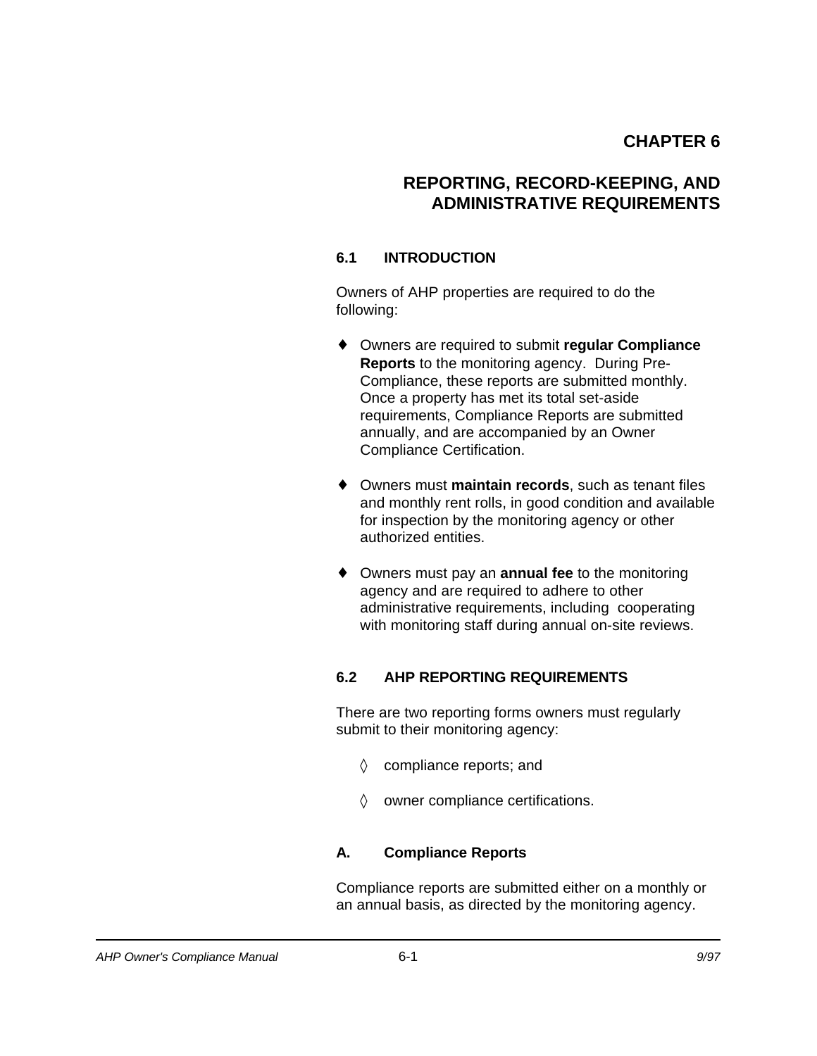# CHAPTER 6

# REPORTING, RECORD-KEEPING, AND ADMINISTRATIVE REQUIREMENTS

## 6.1 INTRODUCTION

Owners of AHP properties are required to do the following:

- Owners are required to submit **regular Compliance Reports** to the monitoring agency. During Pre-Compliance, these reports are submitted monthly. Once a property has met its total set-aside requirements, Compliance Reports are submitted annually, and are accompanied by an Owner Compliance Certification.

- Owners must **maintain records**, such as tenant files and monthly rent rolls, in good condition and available for inspection by the monitoring agency or other authorized entities.

- Owners must pay an **annual fee** to the monitoring agency and are required to adhere to other administrative requirements, including cooperating with monitoring staff during annual on-site reviews.

## 6.2 AHP REPORTING REQUIREMENTS

There are two reporting forms owners must regularly submit to their monitoring agency:

- ◊ compliance reports; and
- ◊ owner compliance certifications.

### A. Compliance Reports

Compliance reports are submitted either on a monthly or an annual basis, as directed by the monitoring agency.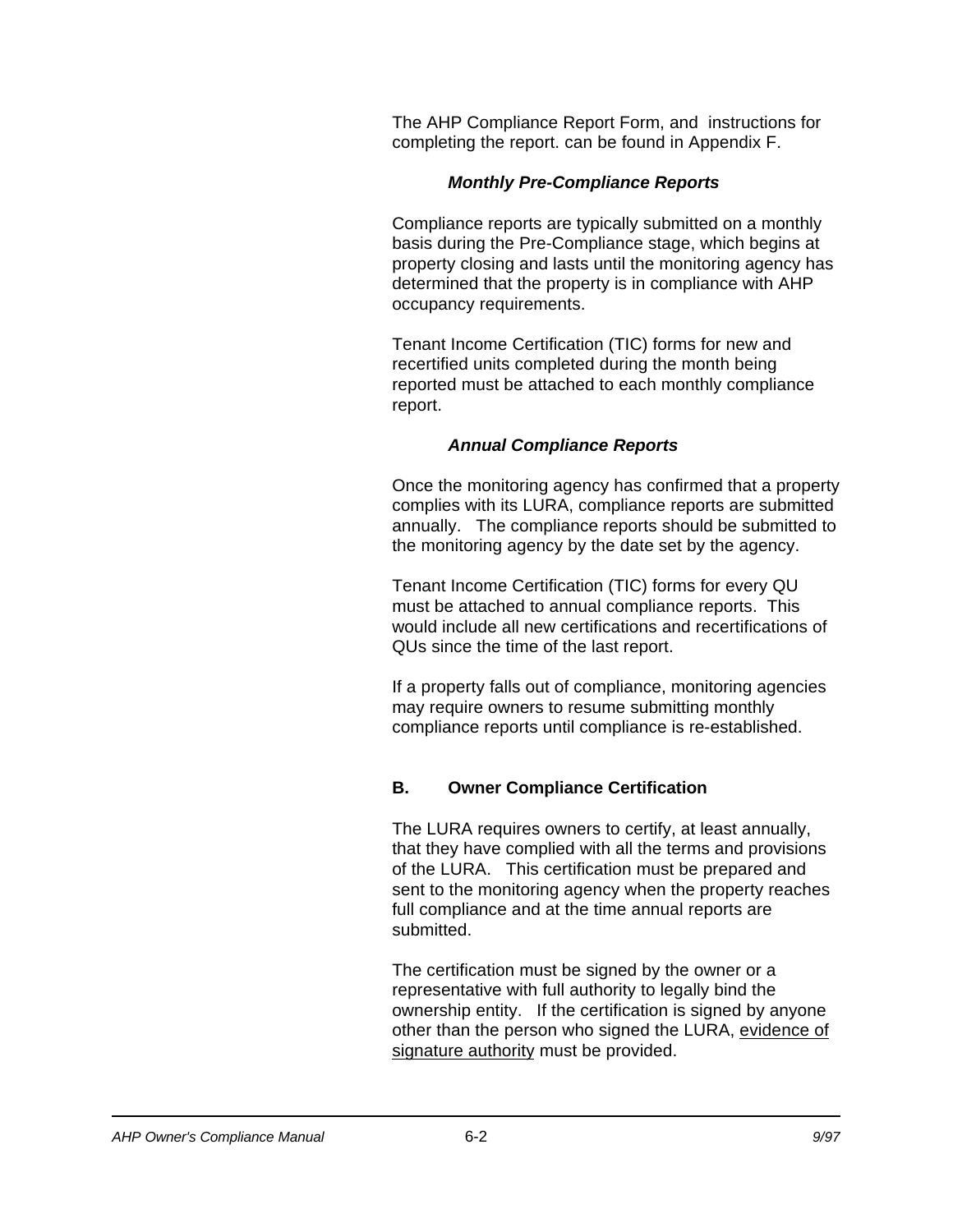The AHP Compliance Report Form, and instructions for completing the report. can be found in Appendix F.

***Monthly Pre-Compliance Reports***

Compliance reports are typically submitted on a monthly basis during the Pre-Compliance stage, which begins at property closing and lasts until the monitoring agency has determined that the property is in compliance with AHP occupancy requirements.

Tenant Income Certification (TIC) forms for new and recertified units completed during the month being reported must be attached to each monthly compliance report.

***Annual Compliance Reports***

Once the monitoring agency has confirmed that a property complies with its LURA, compliance reports are submitted annually. The compliance reports should be submitted to the monitoring agency by the date set by the agency.

Tenant Income Certification (TIC) forms for every QU must be attached to annual compliance reports. This would include all new certifications and recertifications of QUs since the time of the last report.

If a property falls out of compliance, monitoring agencies may require owners to resume submitting monthly compliance reports until compliance is re-established.

## B. Owner Compliance Certification

The LURA requires owners to certify, at least annually, that they have complied with all the terms and provisions of the LURA. This certification must be prepared and sent to the monitoring agency when the property reaches full compliance and at the time annual reports are submitted.

The certification must be signed by the owner or a representative with full authority to legally bind the ownership entity. If the certification is signed by anyone other than the person who signed the LURA, evidence of signature authority must be provided.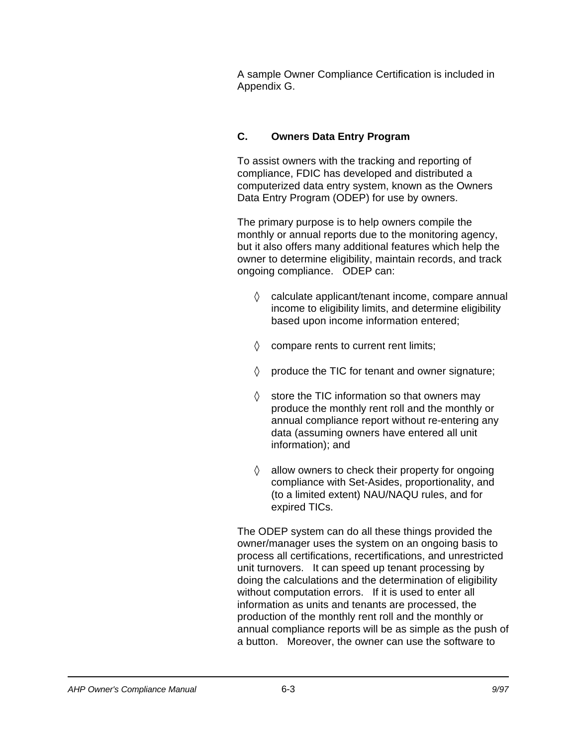A sample Owner Compliance Certification is included in Appendix G.

### C. Owners Data Entry Program

To assist owners with the tracking and reporting of compliance, FDIC has developed and distributed a computerized data entry system, known as the Owners Data Entry Program (ODEP) for use by owners.

The primary purpose is to help owners compile the monthly or annual reports due to the monitoring agency, but it also offers many additional features which help the owner to determine eligibility, maintain records, and track ongoing compliance. ODEP can:

◊ calculate applicant/tenant income, compare annual income to eligibility limits, and determine eligibility based upon income information entered;

◊ compare rents to current rent limits;

◊ produce the TIC for tenant and owner signature;

◊ store the TIC information so that owners may produce the monthly rent roll and the monthly or annual compliance report without re-entering any data (assuming owners have entered all unit information); and

◊ allow owners to check their property for ongoing compliance with Set-Asides, proportionality, and (to a limited extent) NAU/NAQU rules, and for expired TICs.

The ODEP system can do all these things provided the owner/manager uses the system on an ongoing basis to process all certifications, recertifications, and unrestricted unit turnovers. It can speed up tenant processing by doing the calculations and the determination of eligibility without computation errors. If it is used to enter all information as units and tenants are processed, the production of the monthly rent roll and the monthly or annual compliance reports will be as simple as the push of a button. Moreover, the owner can use the software to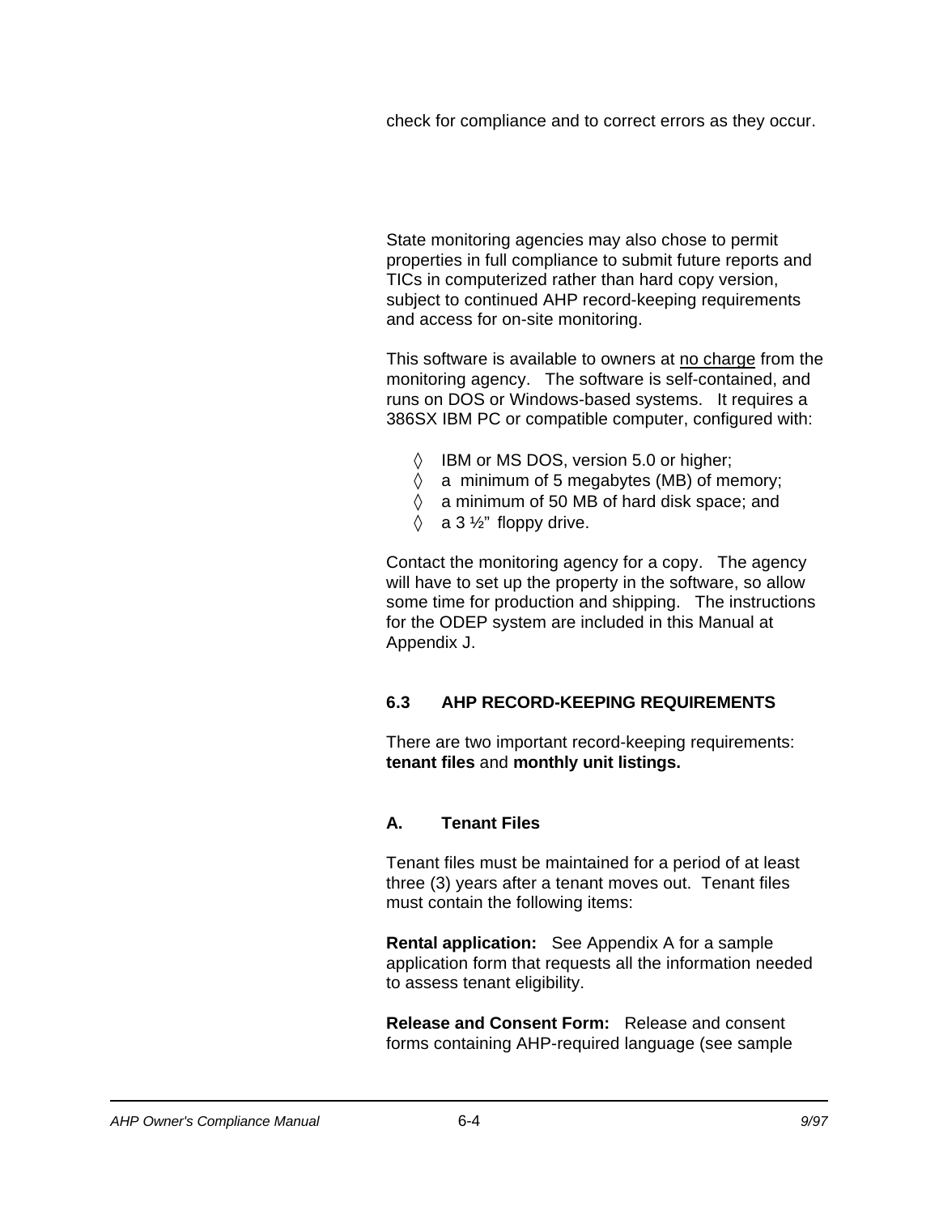check for compliance and to correct errors as they occur.

State monitoring agencies may also chose to permit properties in full compliance to submit future reports and TICs in computerized rather than hard copy version, subject to continued AHP record-keeping requirements and access for on-site monitoring.

This software is available to owners at <u>no charge</u> from the monitoring agency. The software is self-contained, and runs on DOS or Windows-based systems. It requires a 386SX IBM PC or compatible computer, configured with:

- IBM or MS DOS, version 5.0 or higher;
- a minimum of 5 megabytes (MB) of memory;
- a minimum of 50 MB of hard disk space; and
- a 3 ½" floppy drive.

Contact the monitoring agency for a copy. The agency will have to set up the property in the software, so allow some time for production and shipping. The instructions for the ODEP system are included in this Manual at Appendix J.

## 6.3 AHP RECORD-KEEPING REQUIREMENTS

There are two important record-keeping requirements: **tenant files** and **monthly unit listings.**

### A. Tenant Files

Tenant files must be maintained for a period of at least three (3) years after a tenant moves out. Tenant files must contain the following items:

**Rental application:** See Appendix A for a sample application form that requests all the information needed to assess tenant eligibility.

**Release and Consent Form:** Release and consent forms containing AHP-required language (see sample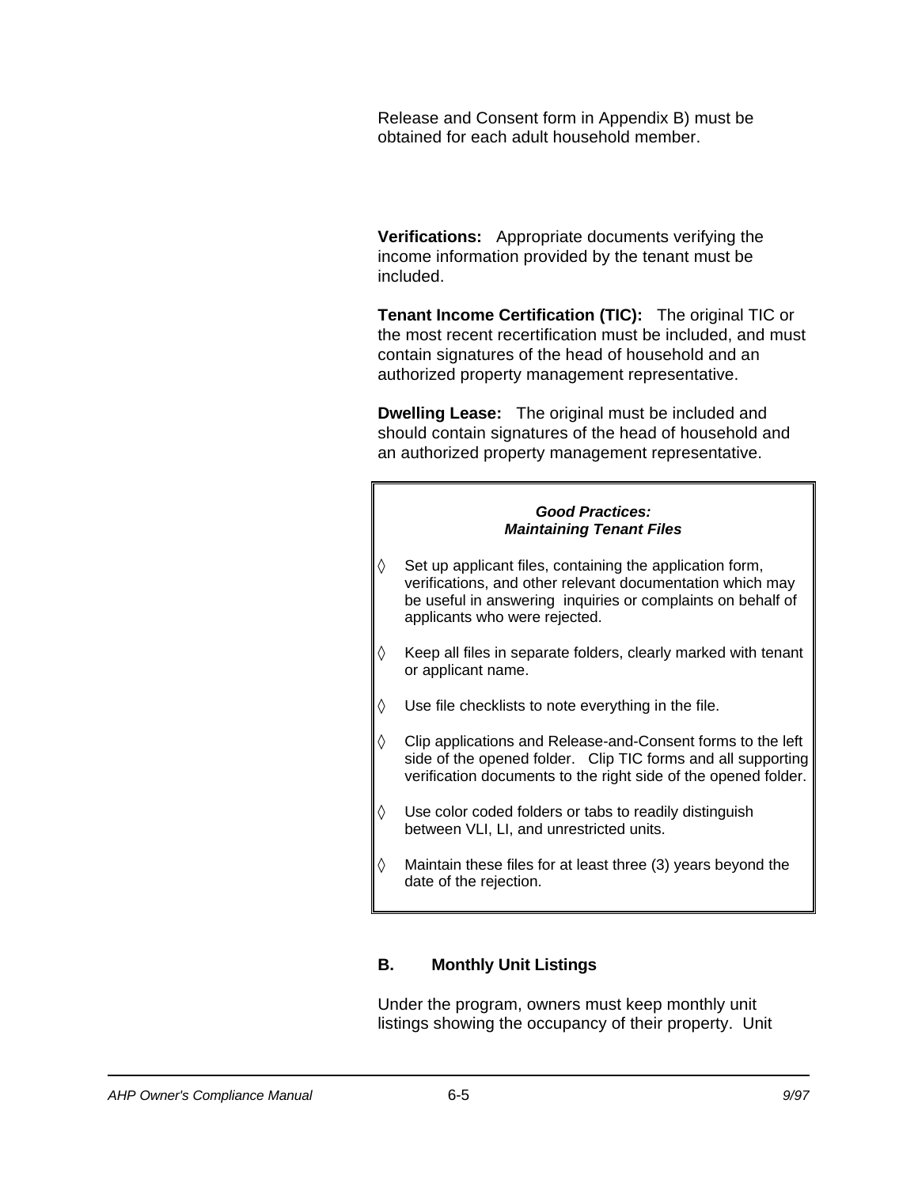Release and Consent form in Appendix B) must be obtained for each adult household member.

**Verifications:** Appropriate documents verifying the income information provided by the tenant must be included.

**Tenant Income Certification (TIC):** The original TIC or the most recent recertification must be included, and must contain signatures of the head of household and an authorized property management representative.

**Dwelling Lease:** The original must be included and should contain signatures of the head of household and an authorized property management representative.

> ***Good Practices:***
> ***Maintaining Tenant Files***
>
> ◊ Set up applicant files, containing the application form, verifications, and other relevant documentation which may be useful in answering inquiries or complaints on behalf of applicants who were rejected.
>
> ◊ Keep all files in separate folders, clearly marked with tenant or applicant name.
>
> ◊ Use file checklists to note everything in the file.
>
> ◊ Clip applications and Release-and-Consent forms to the left side of the opened folder. Clip TIC forms and all supporting verification documents to the right side of the opened folder.
>
> ◊ Use color coded folders or tabs to readily distinguish between VLI, LI, and unrestricted units.
>
> ◊ Maintain these files for at least three (3) years beyond the date of the rejection.

## B. Monthly Unit Listings

Under the program, owners must keep monthly unit listings showing the occupancy of their property. Unit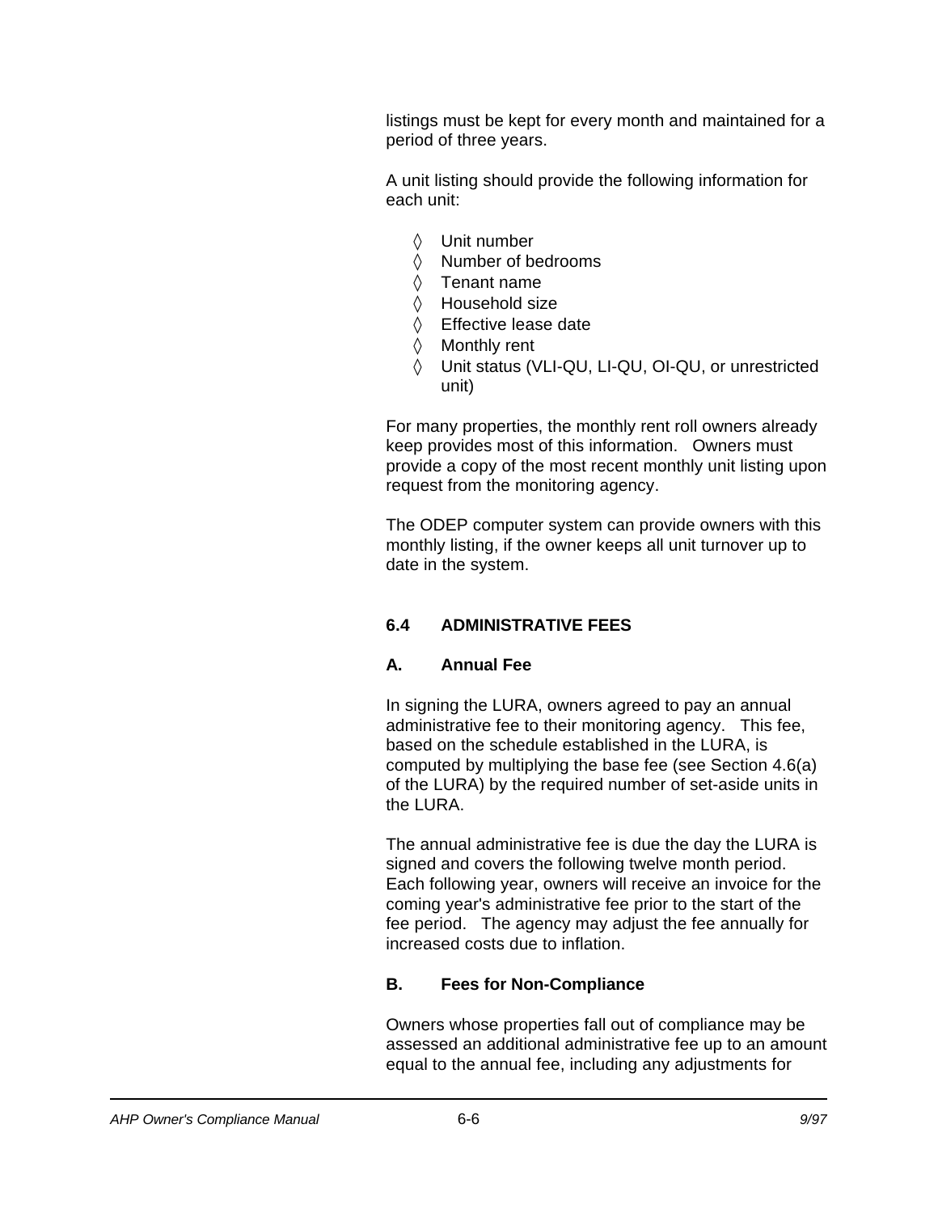listings must be kept for every month and maintained for a period of three years.

A unit listing should provide the following information for each unit:

- ◊ Unit number
- ◊ Number of bedrooms
- ◊ Tenant name
- ◊ Household size
- ◊ Effective lease date
- ◊ Monthly rent
- ◊ Unit status (VLI-QU, LI-QU, OI-QU, or unrestricted unit)

For many properties, the monthly rent roll owners already keep provides most of this information. Owners must provide a copy of the most recent monthly unit listing upon request from the monitoring agency.

The ODEP computer system can provide owners with this monthly listing, if the owner keeps all unit turnover up to date in the system.

## 6.4 ADMINISTRATIVE FEES

### A. Annual Fee

In signing the LURA, owners agreed to pay an annual administrative fee to their monitoring agency. This fee, based on the schedule established in the LURA, is computed by multiplying the base fee (see Section 4.6(a) of the LURA) by the required number of set-aside units in the LURA.

The annual administrative fee is due the day the LURA is signed and covers the following twelve month period. Each following year, owners will receive an invoice for the coming year's administrative fee prior to the start of the fee period. The agency may adjust the fee annually for increased costs due to inflation.

### B. Fees for Non-Compliance

Owners whose properties fall out of compliance may be assessed an additional administrative fee up to an amount equal to the annual fee, including any adjustments for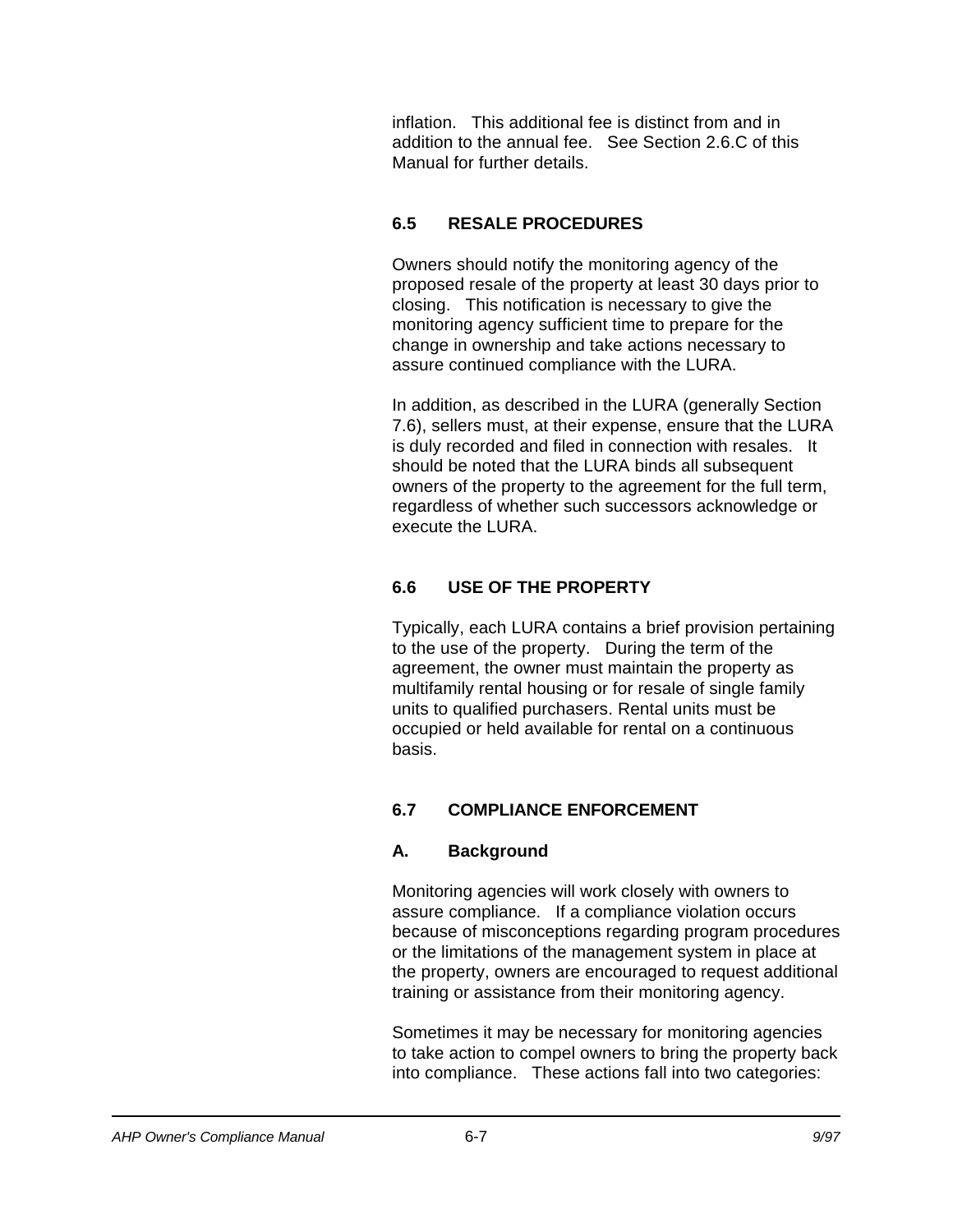inflation. This additional fee is distinct from and in addition to the annual fee. See Section 2.6.C of this Manual for further details.

## 6.5 RESALE PROCEDURES

Owners should notify the monitoring agency of the proposed resale of the property at least 30 days prior to closing. This notification is necessary to give the monitoring agency sufficient time to prepare for the change in ownership and take actions necessary to assure continued compliance with the LURA.

In addition, as described in the LURA (generally Section 7.6), sellers must, at their expense, ensure that the LURA is duly recorded and filed in connection with resales. It should be noted that the LURA binds all subsequent owners of the property to the agreement for the full term, regardless of whether such successors acknowledge or execute the LURA.

## 6.6 USE OF THE PROPERTY

Typically, each LURA contains a brief provision pertaining to the use of the property. During the term of the agreement, the owner must maintain the property as multifamily rental housing or for resale of single family units to qualified purchasers. Rental units must be occupied or held available for rental on a continuous basis.

## 6.7 COMPLIANCE ENFORCEMENT

### A. Background

Monitoring agencies will work closely with owners to assure compliance. If a compliance violation occurs because of misconceptions regarding program procedures or the limitations of the management system in place at the property, owners are encouraged to request additional training or assistance from their monitoring agency.

Sometimes it may be necessary for monitoring agencies to take action to compel owners to bring the property back into compliance. These actions fall into two categories: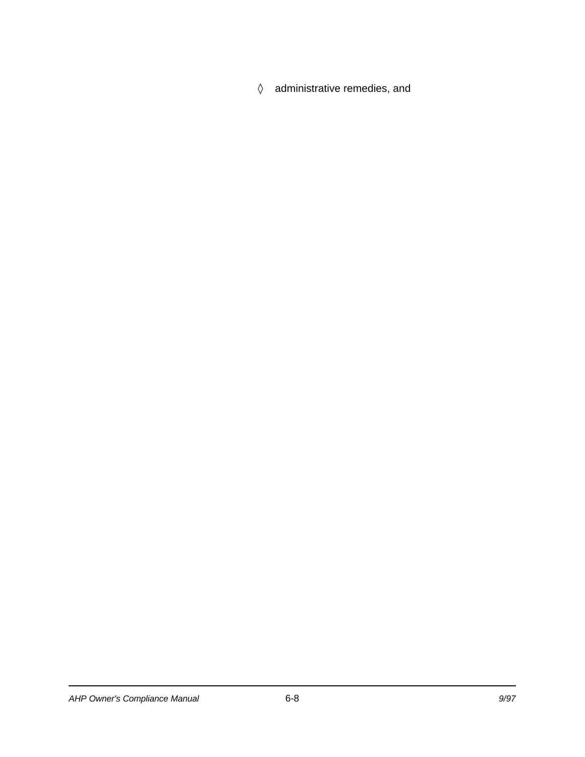- administrative remedies, and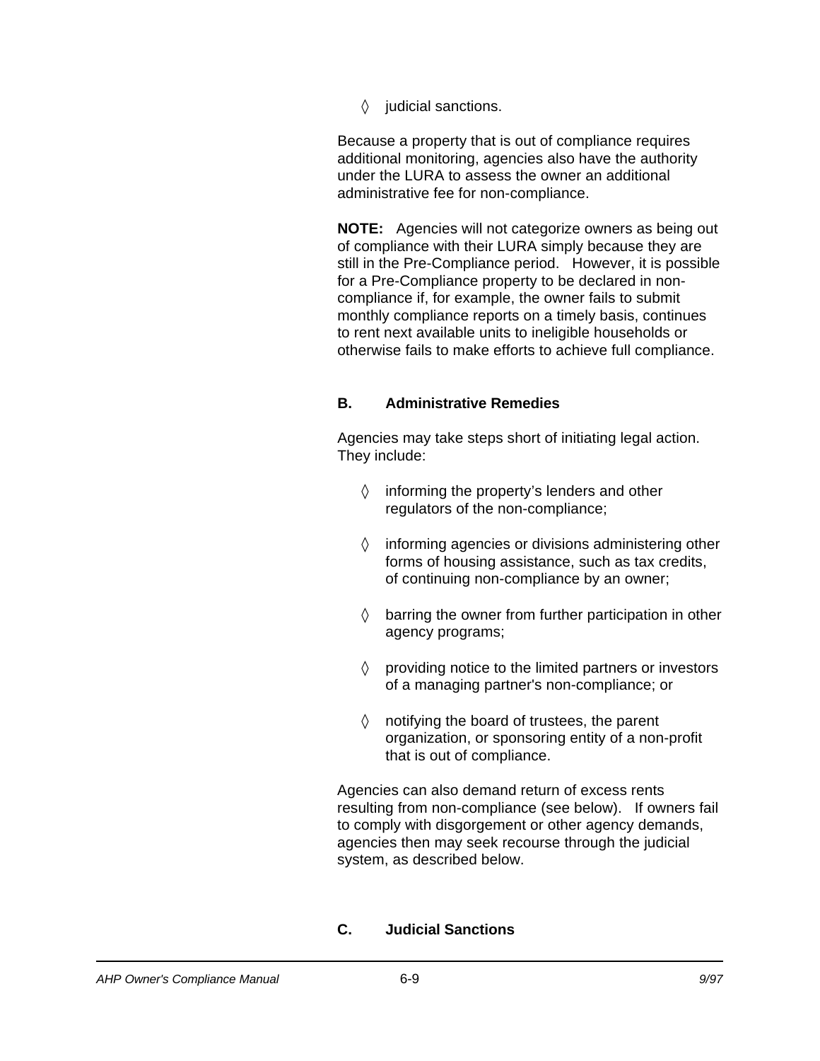◊ judicial sanctions.

Because a property that is out of compliance requires additional monitoring, agencies also have the authority under the LURA to assess the owner an additional administrative fee for non-compliance.

**NOTE:** Agencies will not categorize owners as being out of compliance with their LURA simply because they are still in the Pre-Compliance period. However, it is possible for a Pre-Compliance property to be declared in non-compliance if, for example, the owner fails to submit monthly compliance reports on a timely basis, continues to rent next available units to ineligible households or otherwise fails to make efforts to achieve full compliance.

### B. Administrative Remedies

Agencies may take steps short of initiating legal action. They include:

◊ informing the property's lenders and other regulators of the non-compliance;

◊ informing agencies or divisions administering other forms of housing assistance, such as tax credits, of continuing non-compliance by an owner;

◊ barring the owner from further participation in other agency programs;

◊ providing notice to the limited partners or investors of a managing partner's non-compliance; or

◊ notifying the board of trustees, the parent organization, or sponsoring entity of a non-profit that is out of compliance.

Agencies can also demand return of excess rents resulting from non-compliance (see below). If owners fail to comply with disgorgement or other agency demands, agencies then may seek recourse through the judicial system, as described below.

### C. Judicial Sanctions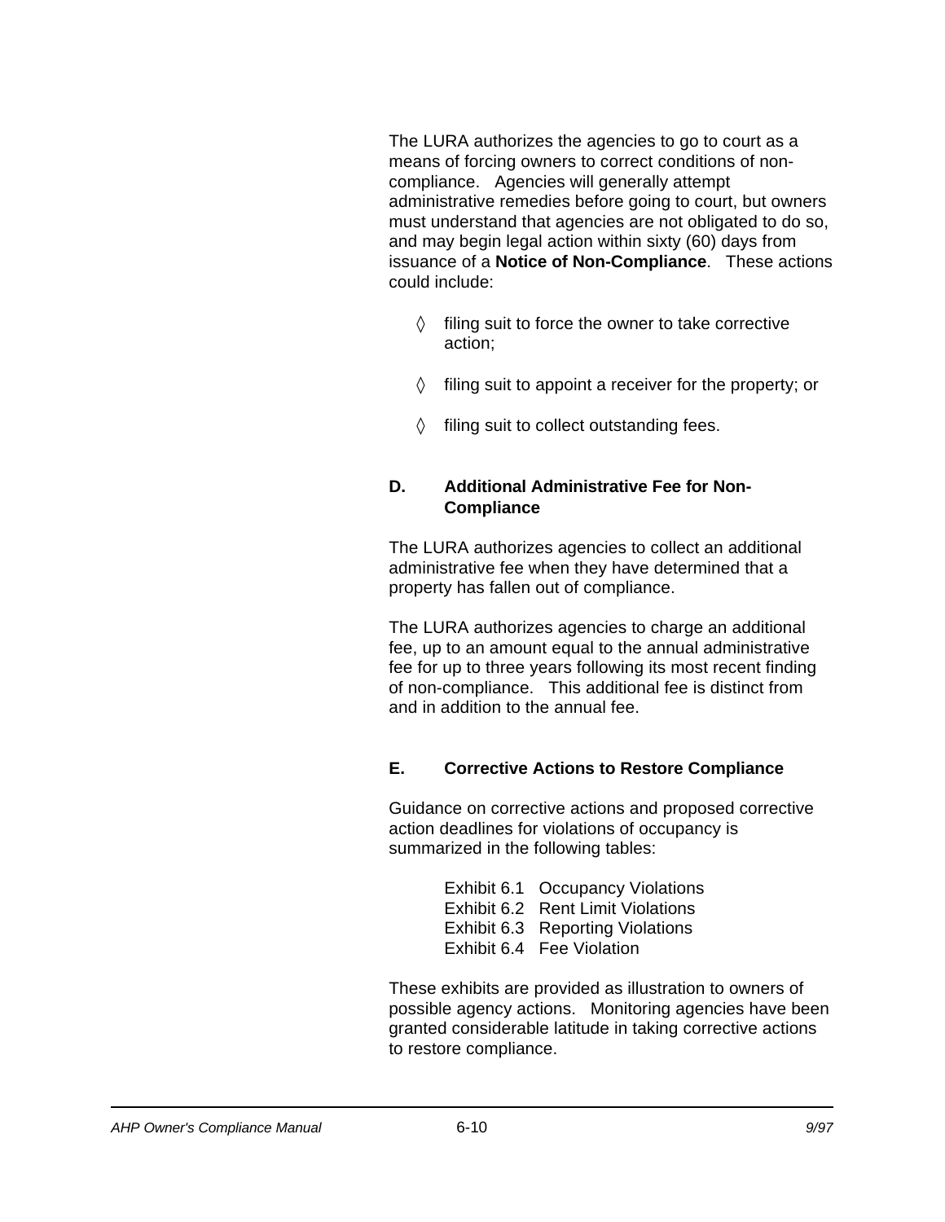The LURA authorizes the agencies to go to court as a means of forcing owners to correct conditions of non-compliance. Agencies will generally attempt administrative remedies before going to court, but owners must understand that agencies are not obligated to do so, and may begin legal action within sixty (60) days from issuance of a **Notice of Non-Compliance**. These actions could include:

- ◊ filing suit to force the owner to take corrective action;
- ◊ filing suit to appoint a receiver for the property; or
- ◊ filing suit to collect outstanding fees.

### D. Additional Administrative Fee for Non-Compliance

The LURA authorizes agencies to collect an additional administrative fee when they have determined that a property has fallen out of compliance.

The LURA authorizes agencies to charge an additional fee, up to an amount equal to the annual administrative fee for up to three years following its most recent finding of non-compliance. This additional fee is distinct from and in addition to the annual fee.

### E. Corrective Actions to Restore Compliance

Guidance on corrective actions and proposed corrective action deadlines for violations of occupancy is summarized in the following tables:

Exhibit 6.1 Occupancy Violations
Exhibit 6.2 Rent Limit Violations
Exhibit 6.3 Reporting Violations
Exhibit 6.4 Fee Violation

These exhibits are provided as illustration to owners of possible agency actions. Monitoring agencies have been granted considerable latitude in taking corrective actions to restore compliance.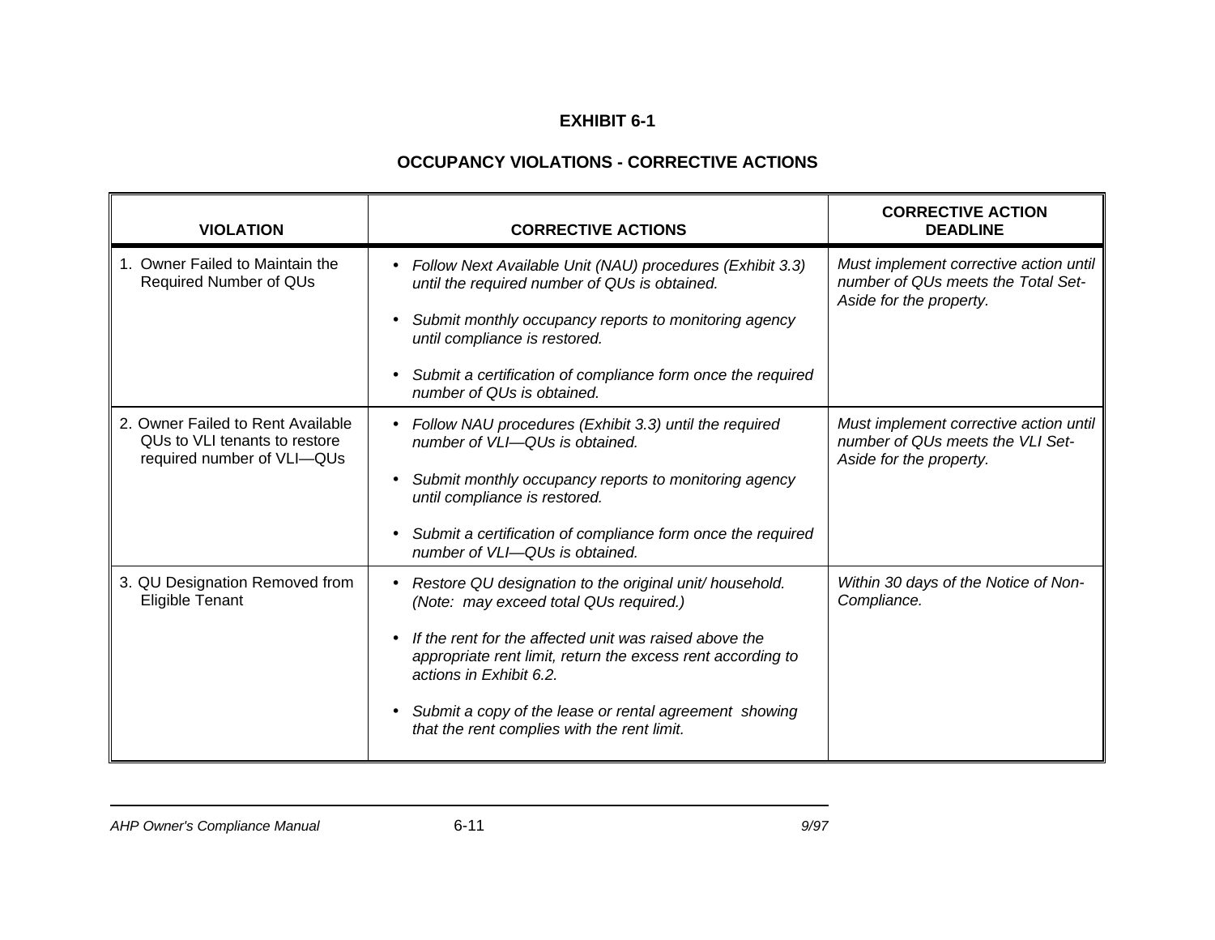# EXHIBIT 6-1

## OCCUPANCY VIOLATIONS - CORRECTIVE ACTIONS

| VIOLATION | CORRECTIVE ACTIONS | CORRECTIVE ACTION DEADLINE |
|---|---|---|
| 1. Owner Failed to Maintain the Required Number of QUs | • *Follow Next Available Unit (NAU) procedures (Exhibit 3.3) until the required number of QUs is obtained.*<br>• *Submit monthly occupancy reports to monitoring agency until compliance is restored.*<br>• *Submit a certification of compliance form once the required number of QUs is obtained.* | *Must implement corrective action until number of QUs meets the Total Set-Aside for the property.* |
| 2. Owner Failed to Rent Available QUs to VLI tenants to restore required number of VLI—QUs | • *Follow NAU procedures (Exhibit 3.3) until the required number of VLI—QUs is obtained.*<br>• *Submit monthly occupancy reports to monitoring agency until compliance is restored.*<br>• *Submit a certification of compliance form once the required number of VLI—QUs is obtained.* | *Must implement corrective action until number of QUs meets the VLI Set-Aside for the property.* |
| 3. QU Designation Removed from Eligible Tenant | • *Restore QU designation to the original unit/ household. (Note: may exceed total QUs required.)*<br>• *If the rent for the affected unit was raised above the appropriate rent limit, return the excess rent according to actions in Exhibit 6.2.*<br>• *Submit a copy of the lease or rental agreement showing that the rent complies with the rent limit.* | *Within 30 days of the Notice of Non-Compliance.* |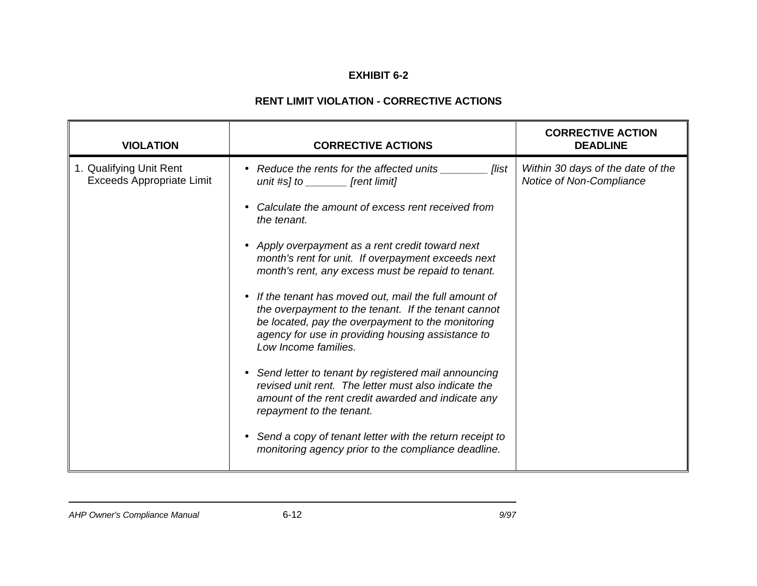**EXHIBIT 6-2**

**RENT LIMIT VIOLATION - CORRECTIVE ACTIONS**

| VIOLATION | CORRECTIVE ACTIONS | CORRECTIVE ACTION DEADLINE |
|---|---|---|
| 1. Qualifying Unit Rent Exceeds Appropriate Limit | • *Reduce the rents for the affected units ________ [list unit #s] to _______ [rent limit]*<br><br>• *Calculate the amount of excess rent received from the tenant.*<br><br>• *Apply overpayment as a rent credit toward next month's rent for unit. If overpayment exceeds next month's rent, any excess must be repaid to tenant.*<br><br>• *If the tenant has moved out, mail the full amount of the overpayment to the tenant. If the tenant cannot be located, pay the overpayment to the monitoring agency for use in providing housing assistance to Low Income families.*<br><br>• *Send letter to tenant by registered mail announcing revised unit rent. The letter must also indicate the amount of the rent credit awarded and indicate any repayment to the tenant.*<br><br>• *Send a copy of tenant letter with the return receipt to monitoring agency prior to the compliance deadline.* | *Within 30 days of the date of the Notice of Non-Compliance* |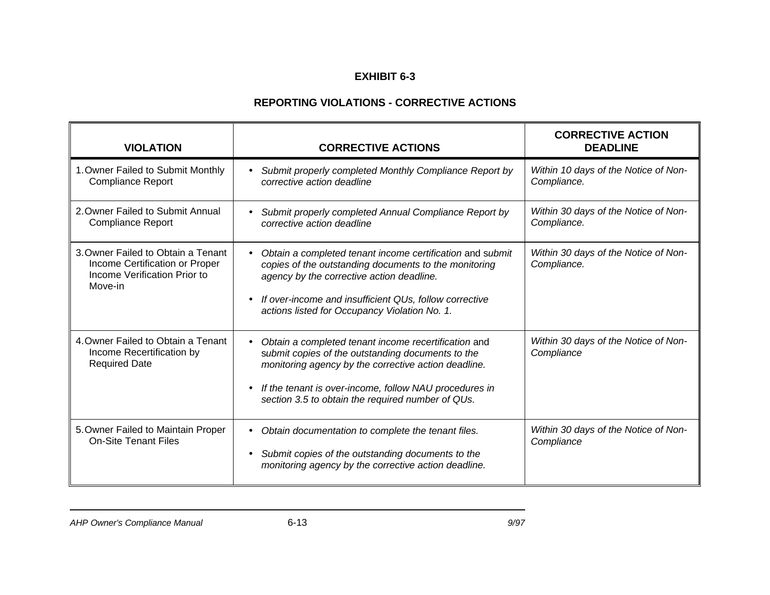# EXHIBIT 6-3

## REPORTING VIOLATIONS - CORRECTIVE ACTIONS

| VIOLATION | CORRECTIVE ACTIONS | CORRECTIVE ACTION DEADLINE |
|---|---|---|
| 1. Owner Failed to Submit Monthly Compliance Report | • *Submit properly completed Monthly Compliance Report by corrective action deadline* | *Within 10 days of the Notice of Non-Compliance.* |
| 2. Owner Failed to Submit Annual Compliance Report | • *Submit properly completed Annual Compliance Report by corrective action deadline* | *Within 30 days of the Notice of Non-Compliance.* |
| 3. Owner Failed to Obtain a Tenant Income Certification or Proper Income Verification Prior to Move-in | • *Obtain a completed tenant income certification* and s*ubmit copies of the outstanding documents to the monitoring agency by the corrective action deadline.*<br>• *If over-income and insufficient QUs, follow corrective actions listed for Occupancy Violation No. 1.* | *Within 30 days of the Notice of Non-Compliance.* |
| 4. Owner Failed to Obtain a Tenant Income Recertification by Required Date | • *Obtain a completed tenant income recertification* and s*ubmit copies of the outstanding documents to the monitoring agency by the corrective action deadline.*<br>• *If the tenant is over-income, follow NAU procedures in section 3.5 to obtain the required number of QUs.* | *Within 30 days of the Notice of Non-Compliance* |
| 5. Owner Failed to Maintain Proper On-Site Tenant Files | • *Obtain documentation to complete the tenant files.*<br>• *Submit copies of the outstanding documents to the monitoring agency by the corrective action deadline.* | *Within 30 days of the Notice of Non-Compliance* |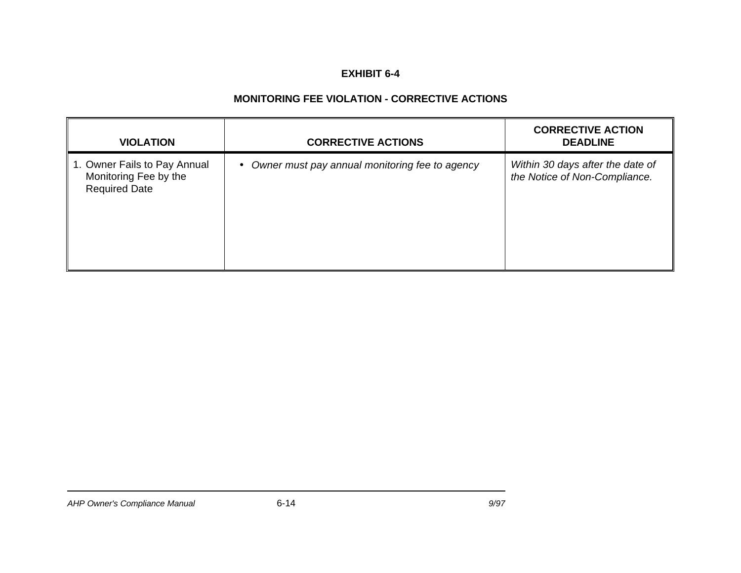## EXHIBIT 6-4

## MONITORING FEE VIOLATION - CORRECTIVE ACTIONS

| VIOLATION | CORRECTIVE ACTIONS | CORRECTIVE ACTION DEADLINE |
| --- | --- | --- |
| 1. Owner Fails to Pay Annual Monitoring Fee by the Required Date | • *Owner must pay annual monitoring fee to agency* | *Within 30 days after the date of the Notice of Non-Compliance.* |